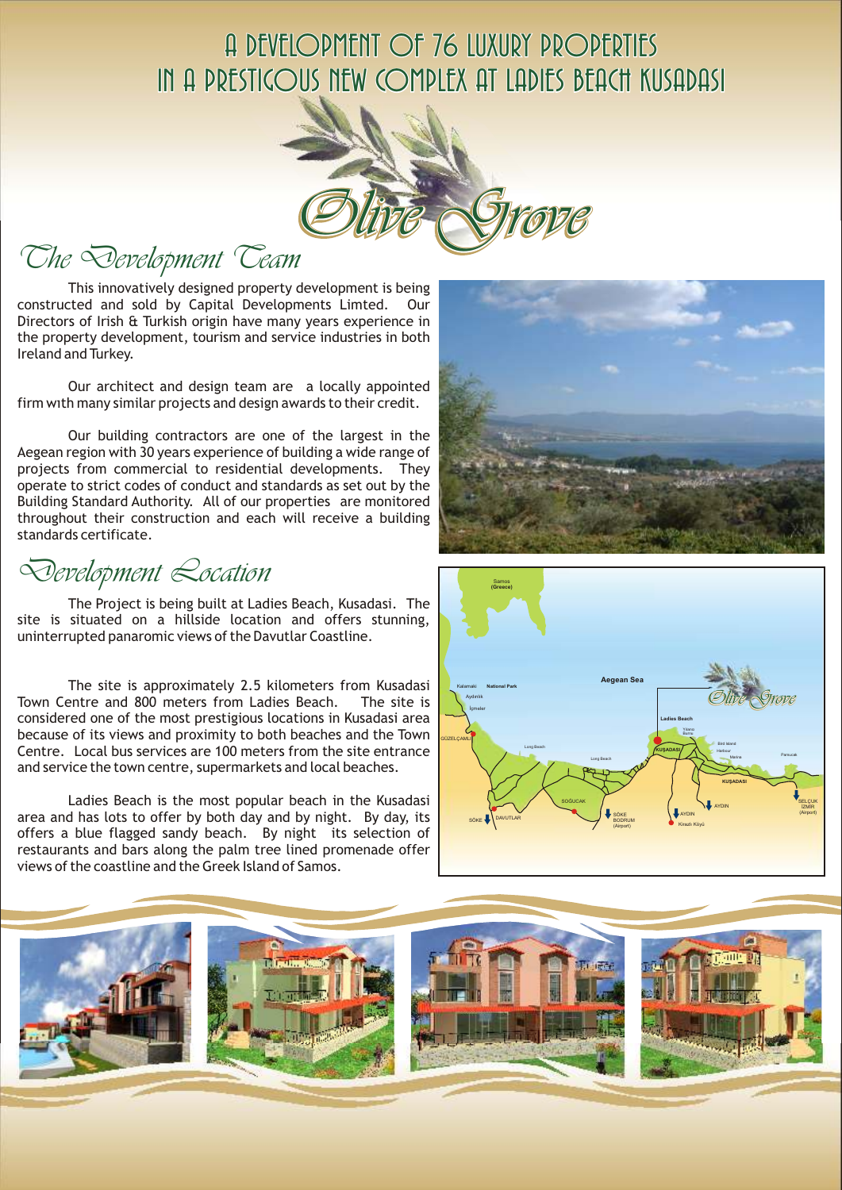# A DEVELOPMENT OF 76 LUXURY PROPERTIES IN A PRESTIGOUS NEW COMPLEX AT LADIES BEACH KUSADASI

Olive Grove

## The Development Team

This innovatively designed property development is being constructed and sold by Capital Developments Limted. Our Directors of Irish & Turkish origin have many years experience in the property development, tourism and service industries in both Ireland and Turkey.

Our architect and design team are a locally appointed firm with many similar projects and design awards to their credit.

Our building contractors are one of the largest in the Aegean region with 30 years experience of building a wide range of projects from commercial to residential developments. They operate to strict codes of conduct and standards as set out by the Building Standard Authority. All of our properties are monitored throughout their construction and each will receive a building standards certificate.

## Development Location

The Project is being built at Ladies Beach, Kusadasi. The site is situated on a hillside location and offers stunning, uninterrupted panaromic views of the Davutlar Coastline.

The site is approximately 2.5 kilometers from Kusadasi Town Centre and 800 meters from Ladies Beach. The site is considered one of the most prestigious locations in Kusadasi area because of its views and proximity to both beaches and the Town Centre. Local bus services are 100 meters from the site entrance and service the town centre, supermarkets and local beaches.

Ladies Beach is the most popular beach in the Kusadasi area and has lots to offer by both day and by night. By day, its offers a blue flagged sandy beach. By night its selection of restaurants and bars along the palm tree lined promenade offer views of the coastline and the Greek Island of Samos.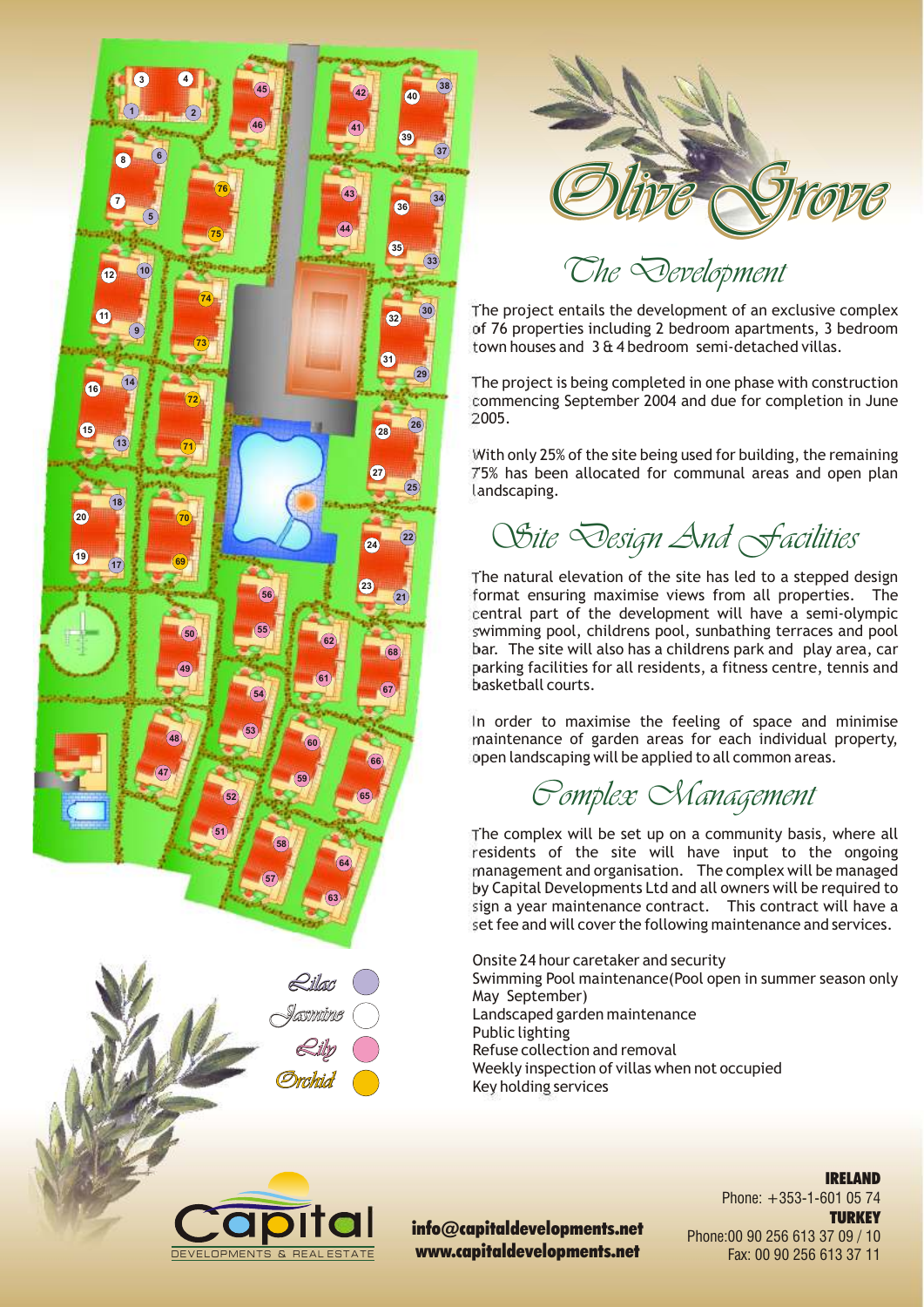# Olive Grove

## The Development

The project entails the development of an exclusive complex of 76 properties including 2 bedroom apartments, 3 bedroom town houses and 3 & 4 bedroom semi-detached villas.

The project is being completed in one phase with construction commencing September 2004 and due for completion in June 2005.

With only 25% of the site being used for building, the remaining 75% has been allocated for communal areas and open plan landscaping.

## Site Design And Facilities

The natural elevation of the site has led to a stepped design format ensuring maximise views from all properties. The central part of the development will have a semi-olympic swimming pool, childrens pool, sunbathing terraces and pool bar. The site will also has a childrens park and play area, car parking facilities for all residents, a fitness centre, tennis and basketball courts.

In order to maximise the feeling of space and minimise maintenance of garden areas for each individual property, open landscaping will be applied to all common areas.

## Complex Management

The complex will be set up on a community basis, where all residents of the site will have input to the ongoing management and organisation. The complex will be managed by Capital Developments Ltd and all owners will be required to sign a year maintenance contract. This contract will have a set fee and will cover the following maintenance and services.

Onsite 24 hour caretaker and security
Swimming Pool maintenance(Pool open in summer season only May September)
Landscaped garden maintenance
Public lighting
Refuse collection and removal
Weekly inspection of villas when not occupied
Key holding services

Lilac
Jasmine
Lily
Orchid

Capital
DEVELOPMENTS & REAL ESTATE

**info@capitaldevelopments.net**
**www.capitaldevelopments.net**

**IRELAND**
Phone: +353-1-601 05 74
**TURKEY**
Phone:00 90 256 613 37 09 / 10
Fax: 00 90 256 613 37 11